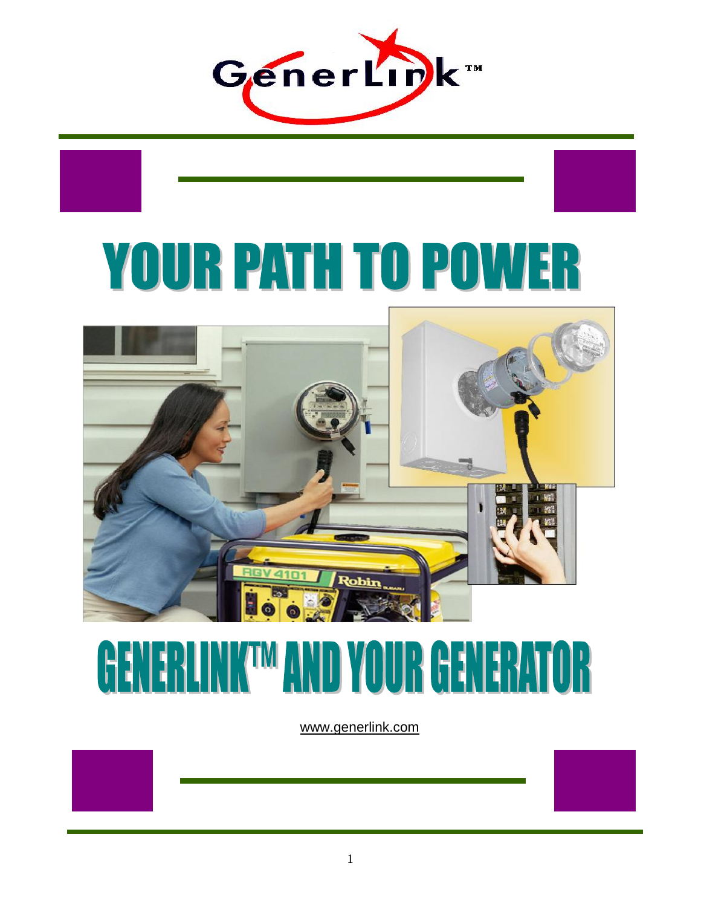GenerLink™

# YOUR PATH TO POWER

# GENERLINK™ AND YOUR GENERATOR

www.generlink.com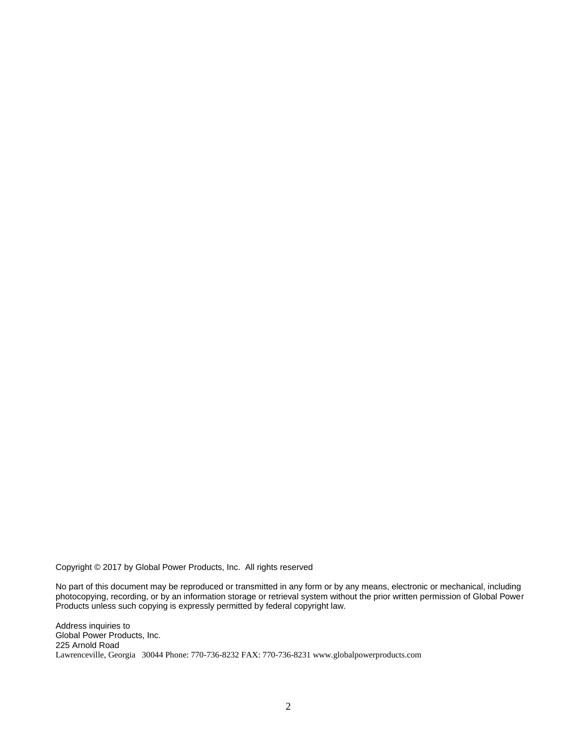Copyright © 2017 by Global Power Products, Inc. All rights reserved

No part of this document may be reproduced or transmitted in any form or by any means, electronic or mechanical, including photocopying, recording, or by an information storage or retrieval system without the prior written permission of Global Power Products unless such copying is expressly permitted by federal copyright law.

Address inquiries to
Global Power Products, Inc.
225 Arnold Road
Lawrenceville, Georgia 30044 Phone: 770-736-8232 FAX: 770-736-8231 www.globalpowerproducts.com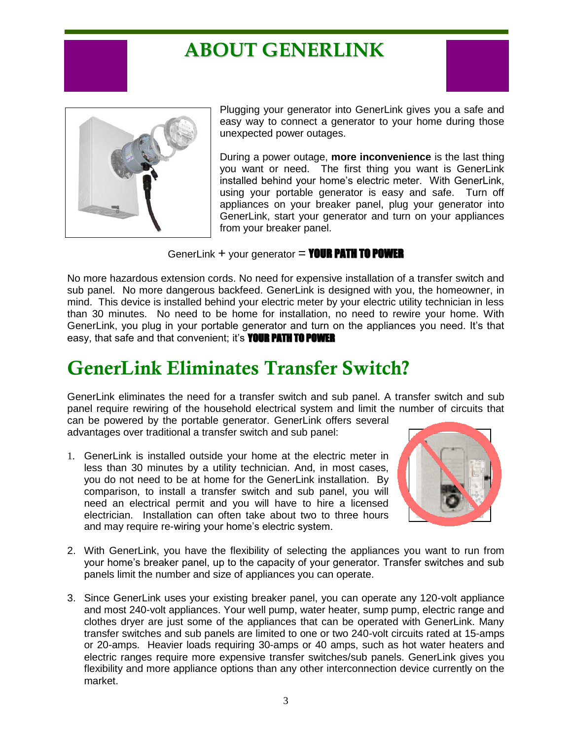# ABOUT GENERLINK

Plugging your generator into GenerLink gives you a safe and easy way to connect a generator to your home during those unexpected power outages.

During a power outage, **more inconvenience** is the last thing you want or need. The first thing you want is GenerLink installed behind your home's electric meter. With GenerLink, using your portable generator is easy and safe. Turn off appliances on your breaker panel, plug your generator into GenerLink, start your generator and turn on your appliances from your breaker panel.

GenerLink + your generator = **YOUR PATH TO POWER**

No more hazardous extension cords. No need for expensive installation of a transfer switch and sub panel. No more dangerous backfeed. GenerLink is designed with you, the homeowner, in mind. This device is installed behind your electric meter by your electric utility technician in less than 30 minutes. No need to be home for installation, no need to rewire your home. With GenerLink, you plug in your portable generator and turn on the appliances you need. It's that easy, that safe and that convenient; it's **YOUR PATH TO POWER**

# GenerLink Eliminates Transfer Switch?

GenerLink eliminates the need for a transfer switch and sub panel. A transfer switch and sub panel require rewiring of the household electrical system and limit the number of circuits that can be powered by the portable generator. GenerLink offers several advantages over traditional a transfer switch and sub panel:

1. GenerLink is installed outside your home at the electric meter in less than 30 minutes by a utility technician. And, in most cases, you do not need to be at home for the GenerLink installation. By comparison, to install a transfer switch and sub panel, you will need an electrical permit and you will have to hire a licensed electrician. Installation can often take about two to three hours and may require re-wiring your home's electric system.

2. With GenerLink, you have the flexibility of selecting the appliances you want to run from your home's breaker panel, up to the capacity of your generator. Transfer switches and sub panels limit the number and size of appliances you can operate.

3. Since GenerLink uses your existing breaker panel, you can operate any 120-volt appliance and most 240-volt appliances. Your well pump, water heater, sump pump, electric range and clothes dryer are just some of the appliances that can be operated with GenerLink. Many transfer switches and sub panels are limited to one or two 240-volt circuits rated at 15-amps or 20-amps. Heavier loads requiring 30-amps or 40 amps, such as hot water heaters and electric ranges require more expensive transfer switches/sub panels. GenerLink gives you flexibility and more appliance options than any other interconnection device currently on the market.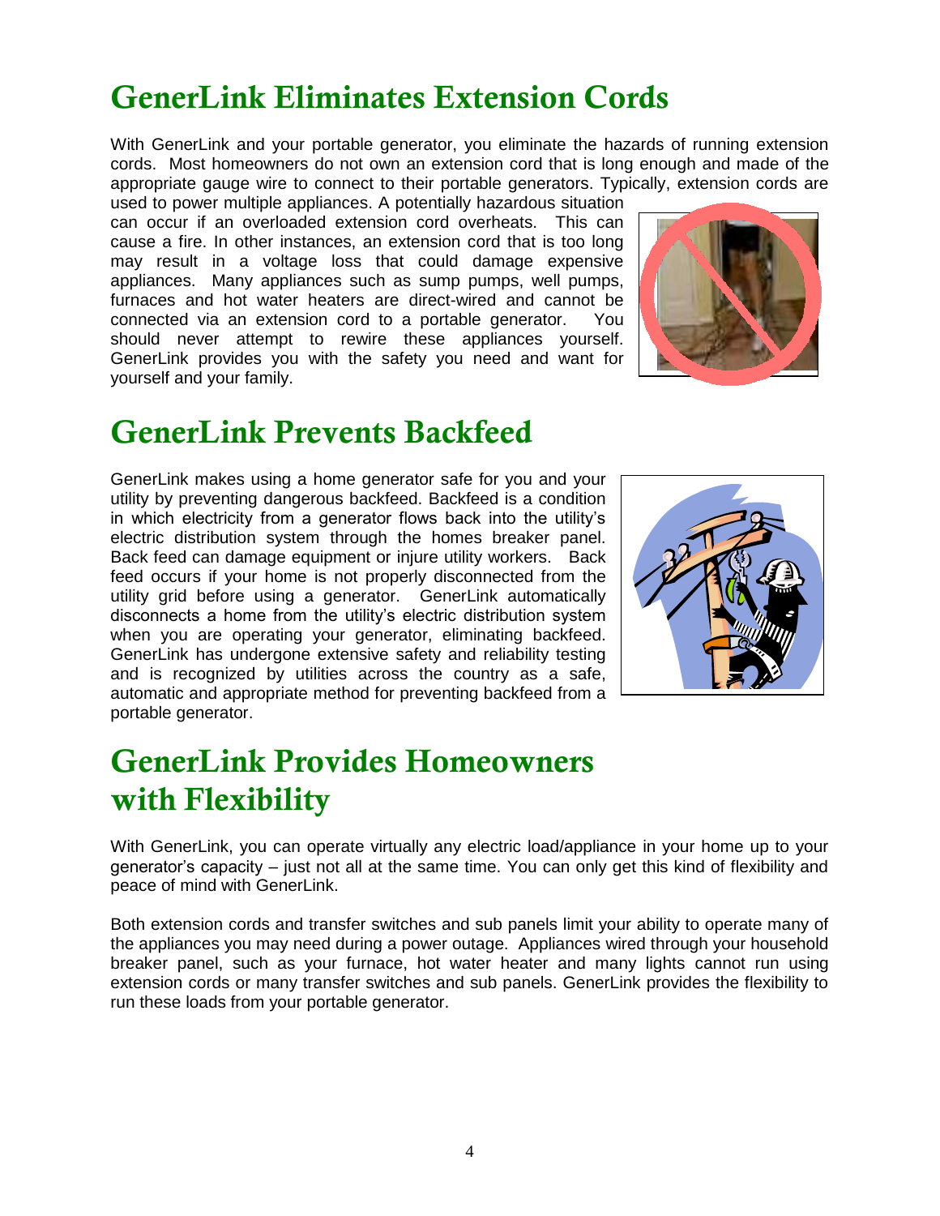# GenerLink Eliminates Extension Cords

With GenerLink and your portable generator, you eliminate the hazards of running extension cords. Most homeowners do not own an extension cord that is long enough and made of the appropriate gauge wire to connect to their portable generators. Typically, extension cords are used to power multiple appliances. A potentially hazardous situation can occur if an overloaded extension cord overheats. This can cause a fire. In other instances, an extension cord that is too long may result in a voltage loss that could damage expensive appliances. Many appliances such as sump pumps, well pumps, furnaces and hot water heaters are direct-wired and cannot be connected via an extension cord to a portable generator. You should never attempt to rewire these appliances yourself. GenerLink provides you with the safety you need and want for yourself and your family.

# GenerLink Prevents Backfeed

GenerLink makes using a home generator safe for you and your utility by preventing dangerous backfeed. Backfeed is a condition in which electricity from a generator flows back into the utility's electric distribution system through the homes breaker panel. Back feed can damage equipment or injure utility workers. Back feed occurs if your home is not properly disconnected from the utility grid before using a generator. GenerLink automatically disconnects a home from the utility's electric distribution system when you are operating your generator, eliminating backfeed. GenerLink has undergone extensive safety and reliability testing and is recognized by utilities across the country as a safe, automatic and appropriate method for preventing backfeed from a portable generator.

# GenerLink Provides Homeowners with Flexibility

With GenerLink, you can operate virtually any electric load/appliance in your home up to your generator's capacity – just not all at the same time. You can only get this kind of flexibility and peace of mind with GenerLink.

Both extension cords and transfer switches and sub panels limit your ability to operate many of the appliances you may need during a power outage. Appliances wired through your household breaker panel, such as your furnace, hot water heater and many lights cannot run using extension cords or many transfer switches and sub panels. GenerLink provides the flexibility to run these loads from your portable generator.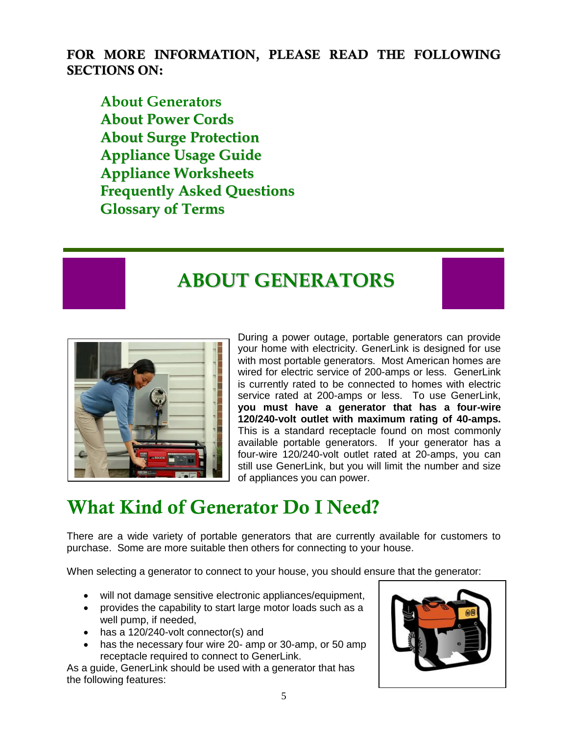**FOR MORE INFORMATION, PLEASE READ THE FOLLOWING SECTIONS ON:**

- About Generators
- About Power Cords
- About Surge Protection
- Appliance Usage Guide
- Appliance Worksheets
- Frequently Asked Questions
- Glossary of Terms

# ABOUT GENERATORS

During a power outage, portable generators can provide your home with electricity. GenerLink is designed for use with most portable generators. Most American homes are wired for electric service of 200-amps or less. GenerLink is currently rated to be connected to homes with electric service rated at 200-amps or less. To use GenerLink, **you must have a generator that has a four-wire 120/240-volt outlet with maximum rating of 40-amps.** This is a standard receptacle found on most commonly available portable generators. If your generator has a four-wire 120/240-volt outlet rated at 20-amps, you can still use GenerLink, but you will limit the number and size of appliances you can power.

## What Kind of Generator Do I Need?

There are a wide variety of portable generators that are currently available for customers to purchase. Some are more suitable then others for connecting to your house.

When selecting a generator to connect to your house, you should ensure that the generator:

- will not damage sensitive electronic appliances/equipment,
- provides the capability to start large motor loads such as a well pump, if needed,
- has a 120/240-volt connector(s) and
- has the necessary four wire 20- amp or 30-amp, or 50 amp receptacle required to connect to GenerLink.

As a guide, GenerLink should be used with a generator that has the following features: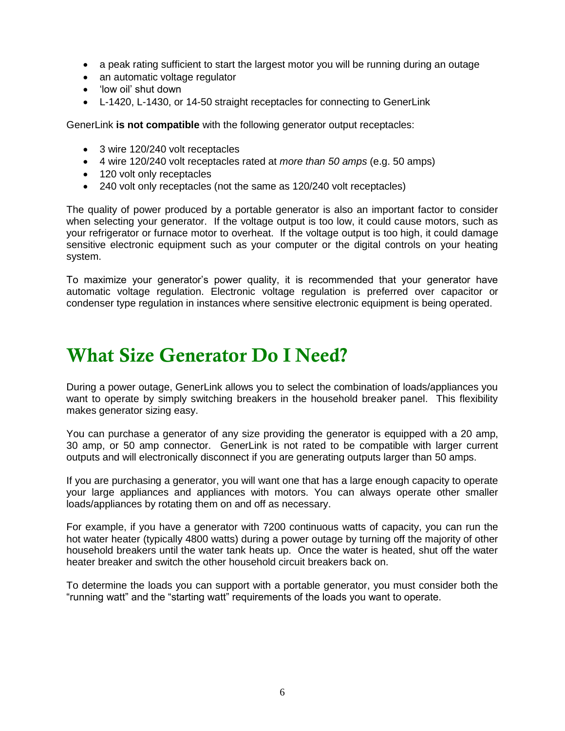- a peak rating sufficient to start the largest motor you will be running during an outage
- an automatic voltage regulator
- 'low oil' shut down
- L-1420, L-1430, or 14-50 straight receptacles for connecting to GenerLink

GenerLink **is not compatible** with the following generator output receptacles:

- 3 wire 120/240 volt receptacles
- 4 wire 120/240 volt receptacles rated at *more than 50 amps* (e.g. 50 amps)
- 120 volt only receptacles
- 240 volt only receptacles (not the same as 120/240 volt receptacles)

The quality of power produced by a portable generator is also an important factor to consider when selecting your generator. If the voltage output is too low, it could cause motors, such as your refrigerator or furnace motor to overheat. If the voltage output is too high, it could damage sensitive electronic equipment such as your computer or the digital controls on your heating system.

To maximize your generator's power quality, it is recommended that your generator have automatic voltage regulation. Electronic voltage regulation is preferred over capacitor or condenser type regulation in instances where sensitive electronic equipment is being operated.

# What Size Generator Do I Need?

During a power outage, GenerLink allows you to select the combination of loads/appliances you want to operate by simply switching breakers in the household breaker panel. This flexibility makes generator sizing easy.

You can purchase a generator of any size providing the generator is equipped with a 20 amp, 30 amp, or 50 amp connector. GenerLink is not rated to be compatible with larger current outputs and will electronically disconnect if you are generating outputs larger than 50 amps.

If you are purchasing a generator, you will want one that has a large enough capacity to operate your large appliances and appliances with motors. You can always operate other smaller loads/appliances by rotating them on and off as necessary.

For example, if you have a generator with 7200 continuous watts of capacity, you can run the hot water heater (typically 4800 watts) during a power outage by turning off the majority of other household breakers until the water tank heats up. Once the water is heated, shut off the water heater breaker and switch the other household circuit breakers back on.

To determine the loads you can support with a portable generator, you must consider both the "running watt" and the "starting watt" requirements of the loads you want to operate.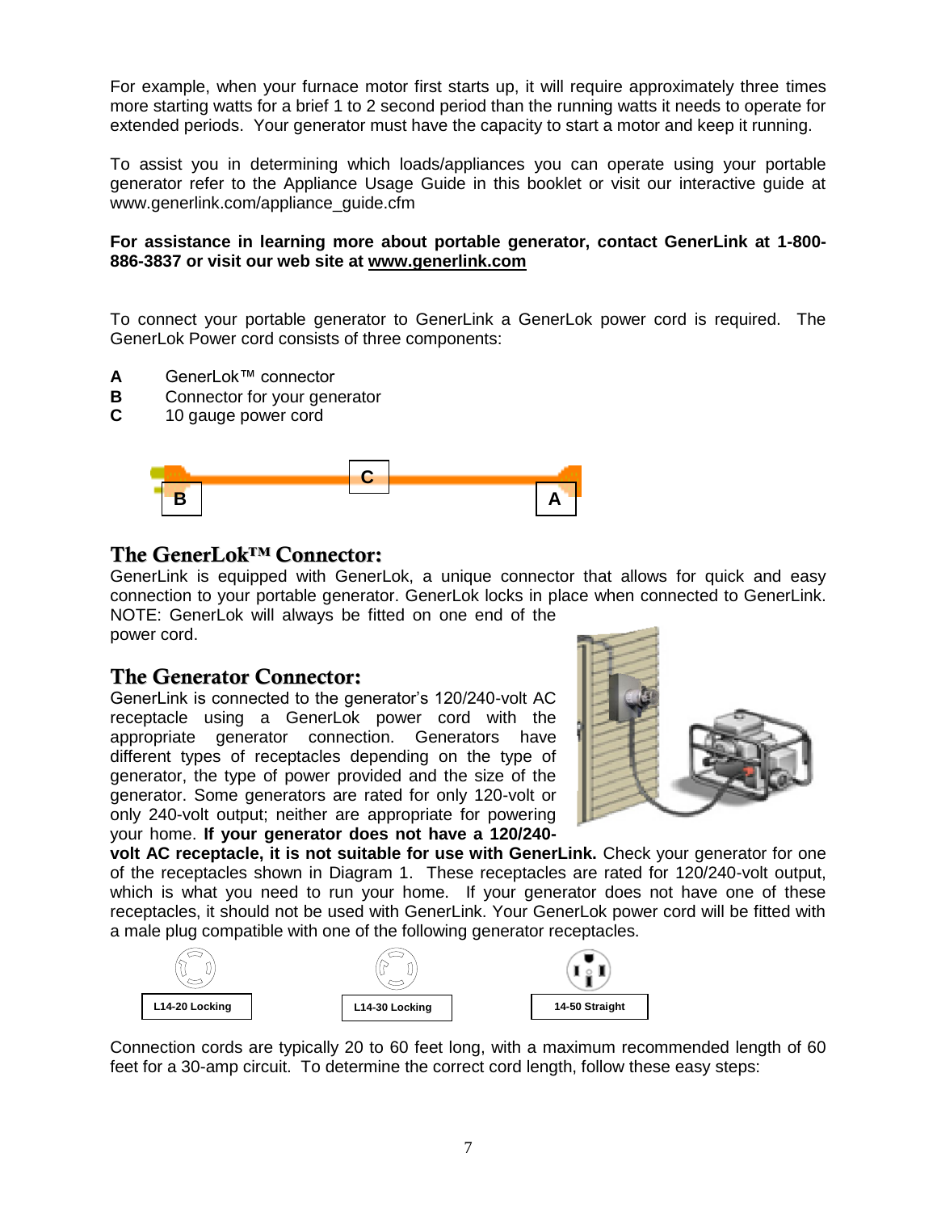For example, when your furnace motor first starts up, it will require approximately three times more starting watts for a brief 1 to 2 second period than the running watts it needs to operate for extended periods. Your generator must have the capacity to start a motor and keep it running.

To assist you in determining which loads/appliances you can operate using your portable generator refer to the Appliance Usage Guide in this booklet or visit our interactive guide at www.generlink.com/appliance_guide.cfm

**For assistance in learning more about portable generator, contact GenerLink at 1-800-886-3837 or visit our web site at www.generlink.com**

To connect your portable generator to GenerLink a GenerLok power cord is required. The GenerLok Power cord consists of three components:

- **A** GenerLok™ connector
- **B** Connector for your generator
- **C** 10 gauge power cord

## The GenerLok™ Connector:

GenerLink is equipped with GenerLok, a unique connector that allows for quick and easy connection to your portable generator. GenerLok locks in place when connected to GenerLink. NOTE: GenerLok will always be fitted on one end of the power cord.

## The Generator Connector:

GenerLink is connected to the generator's 120/240-volt AC receptacle using a GenerLok power cord with the appropriate generator connection. Generators have different types of receptacles depending on the type of generator, the type of power provided and the size of the generator. Some generators are rated for only 120-volt or only 240-volt output; neither are appropriate for powering your home. **If your generator does not have a 120/240-volt AC receptacle, it is not suitable for use with GenerLink.** Check your generator for one of the receptacles shown in Diagram 1. These receptacles are rated for 120/240-volt output, which is what you need to run your home. If your generator does not have one of these receptacles, it should not be used with GenerLink. Your GenerLok power cord will be fitted with a male plug compatible with one of the following generator receptacles.

L14-20 Locking | L14-30 Locking | 14-50 Straight

Connection cords are typically 20 to 60 feet long, with a maximum recommended length of 60 feet for a 30-amp circuit. To determine the correct cord length, follow these easy steps: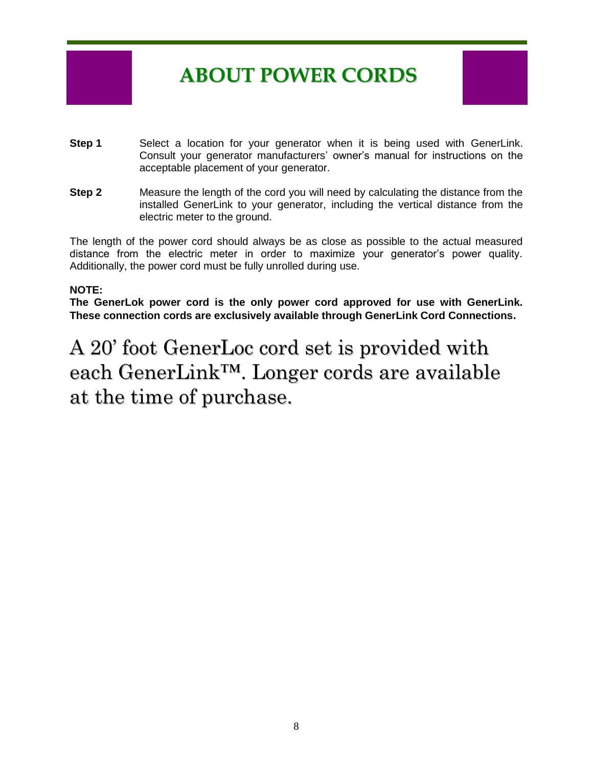# ABOUT POWER CORDS

**Step 1** Select a location for your generator when it is being used with GenerLink. Consult your generator manufacturers' owner's manual for instructions on the acceptable placement of your generator.

**Step 2** Measure the length of the cord you will need by calculating the distance from the installed GenerLink to your generator, including the vertical distance from the electric meter to the ground.

The length of the power cord should always be as close as possible to the actual measured distance from the electric meter in order to maximize your generator's power quality. Additionally, the power cord must be fully unrolled during use.

**NOTE:**
**The GenerLok power cord is the only power cord approved for use with GenerLink. These connection cords are exclusively available through GenerLink Cord Connections.**

A 20' foot GenerLoc cord set is provided with each GenerLink™. Longer cords are available at the time of purchase.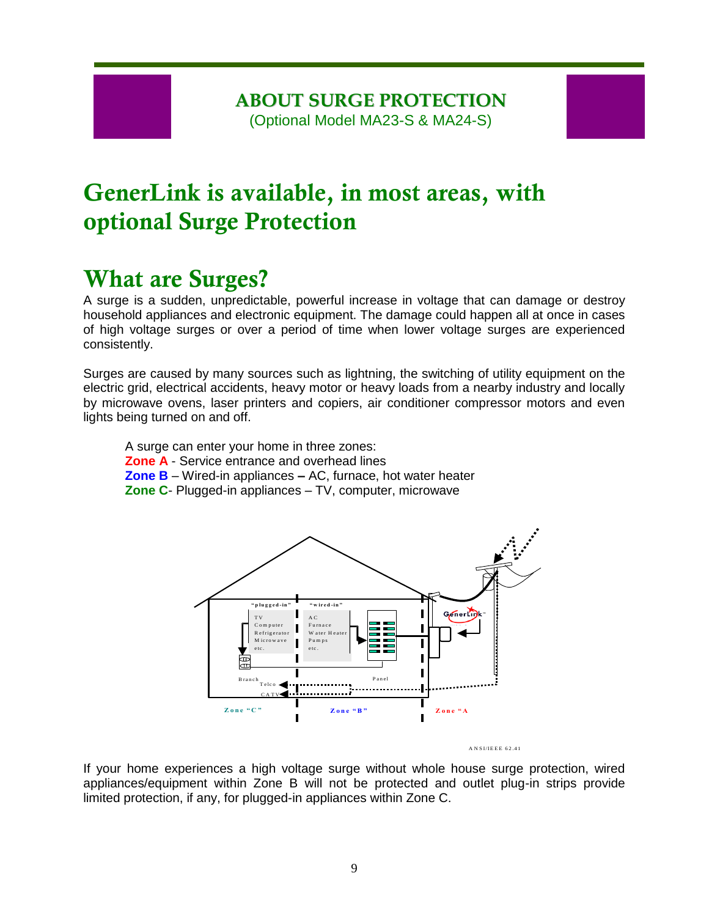## ABOUT SURGE PROTECTION
(Optional Model MA23-S & MA24-S)

# GenerLink is available, in most areas, with optional Surge Protection

# What are Surges?

A surge is a sudden, unpredictable, powerful increase in voltage that can damage or destroy household appliances and electronic equipment. The damage could happen all at once in cases of high voltage surges or over a period of time when lower voltage surges are experienced consistently.

Surges are caused by many sources such as lightning, the switching of utility equipment on the electric grid, electrical accidents, heavy motor or heavy loads from a nearby industry and locally by microwave ovens, laser printers and copiers, air conditioner compressor motors and even lights being turned on and off.

A surge can enter your home in three zones:
**Zone A** - Service entrance and overhead lines
**Zone B** – Wired-in appliances **–** AC, furnace, hot water heater
**Zone C**- Plugged-in appliances – TV, computer, microwave

"plugged-in"
TV
Computer
Refrigerator
Microwave
etc.

"wired-in"
AC
Furnace
Water Heater
Pumps
etc.

GenerLink

Branch
Telco
CATV
Panel

Zone "C"
Zone "B"
Zone "A"

ANSI/IEEE 62.41

If your home experiences a high voltage surge without whole house surge protection, wired appliances/equipment within Zone B will not be protected and outlet plug-in strips provide limited protection, if any, for plugged-in appliances within Zone C.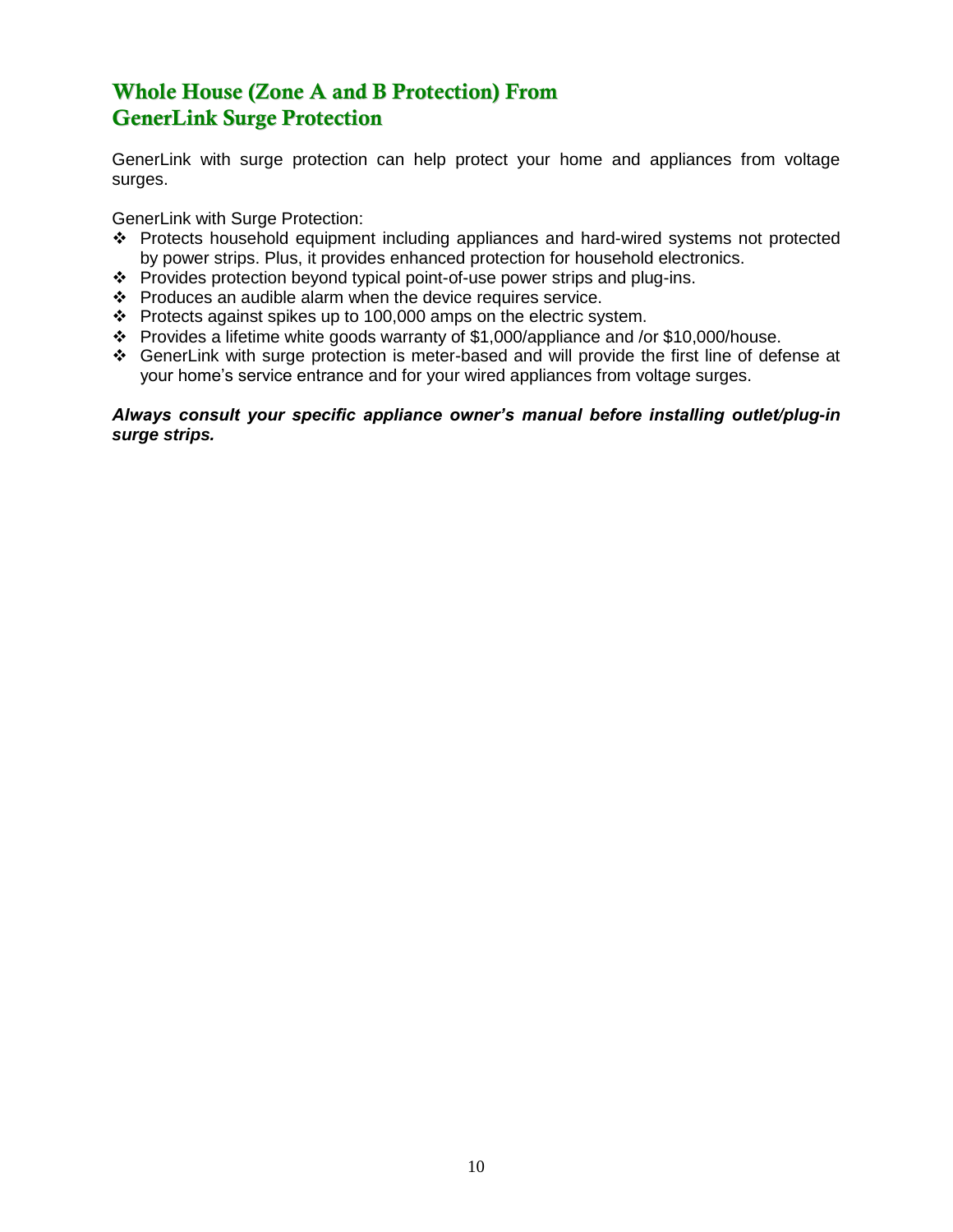## Whole House (Zone A and B Protection) From GenerLink Surge Protection

GenerLink with surge protection can help protect your home and appliances from voltage surges.

GenerLink with Surge Protection:

- Protects household equipment including appliances and hard-wired systems not protected by power strips. Plus, it provides enhanced protection for household electronics.
- Provides protection beyond typical point-of-use power strips and plug-ins.
- Produces an audible alarm when the device requires service.
- Protects against spikes up to 100,000 amps on the electric system.
- Provides a lifetime white goods warranty of $1,000/appliance and /or $10,000/house.
- GenerLink with surge protection is meter-based and will provide the first line of defense at your home's service entrance and for your wired appliances from voltage surges.

***Always consult your specific appliance owner's manual before installing outlet/plug-in surge strips.***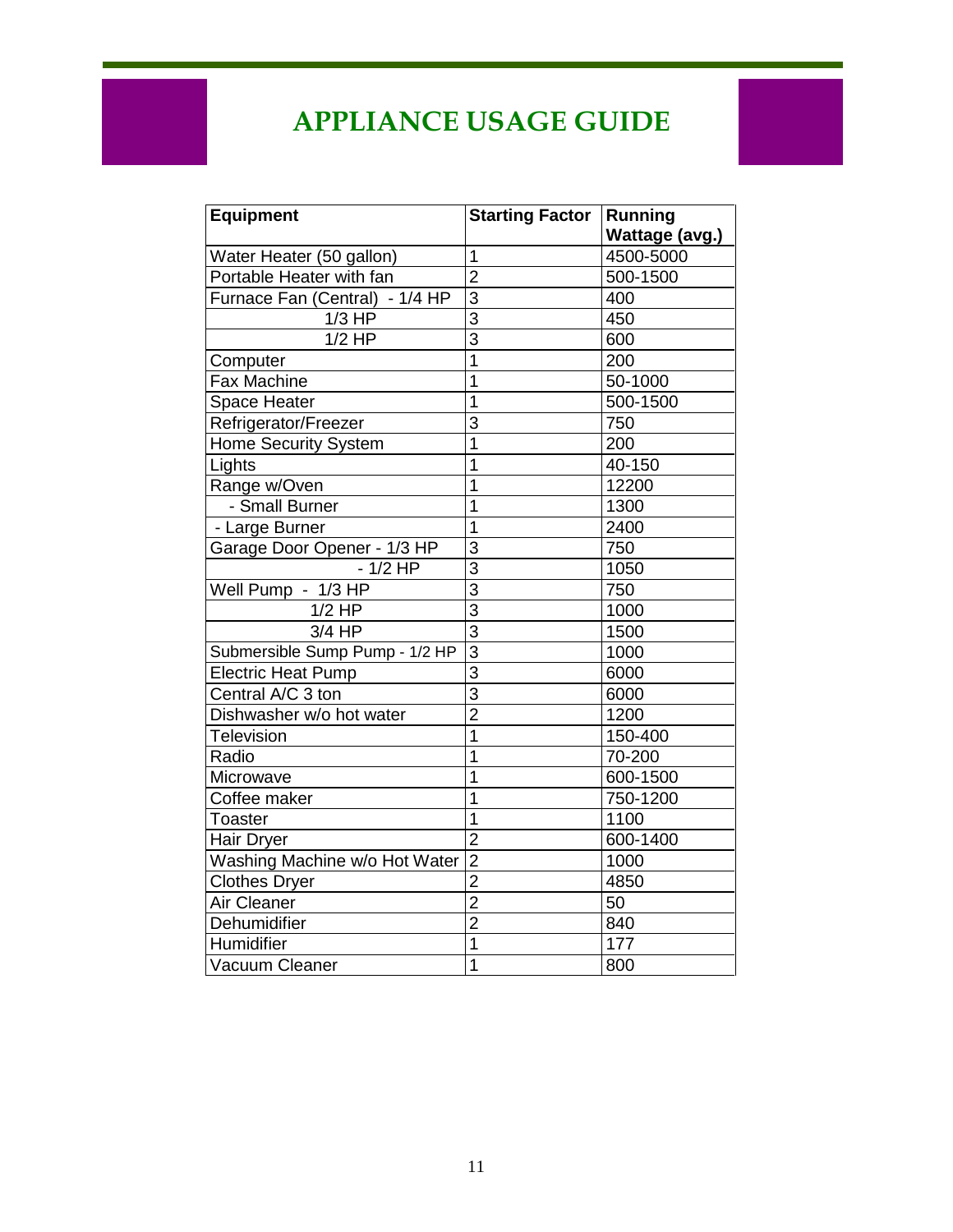# APPLIANCE USAGE GUIDE

| Equipment | Starting Factor | Running Wattage (avg.) |
|---|---|---|
| Water Heater (50 gallon) | 1 | 4500-5000 |
| Portable Heater with fan | 2 | 500-1500 |
| Furnace Fan (Central) - 1/4 HP | 3 | 400 |
| 1/3 HP | 3 | 450 |
| 1/2 HP | 3 | 600 |
| Computer | 1 | 200 |
| Fax Machine | 1 | 50-1000 |
| Space Heater | 1 | 500-1500 |
| Refrigerator/Freezer | 3 | 750 |
| Home Security System | 1 | 200 |
| Lights | 1 | 40-150 |
| Range w/Oven | 1 | 12200 |
| - Small Burner | 1 | 1300 |
| - Large Burner | 1 | 2400 |
| Garage Door Opener - 1/3 HP | 3 | 750 |
| - 1/2 HP | 3 | 1050 |
| Well Pump - 1/3 HP | 3 | 750 |
| 1/2 HP | 3 | 1000 |
| 3/4 HP | 3 | 1500 |
| Submersible Sump Pump - 1/2 HP | 3 | 1000 |
| Electric Heat Pump | 3 | 6000 |
| Central A/C 3 ton | 3 | 6000 |
| Dishwasher w/o hot water | 2 | 1200 |
| Television | 1 | 150-400 |
| Radio | 1 | 70-200 |
| Microwave | 1 | 600-1500 |
| Coffee maker | 1 | 750-1200 |
| Toaster | 1 | 1100 |
| Hair Dryer | 2 | 600-1400 |
| Washing Machine w/o Hot Water | 2 | 1000 |
| Clothes Dryer | 2 | 4850 |
| Air Cleaner | 2 | 50 |
| Dehumidifier | 2 | 840 |
| Humidifier | 1 | 177 |
| Vacuum Cleaner | 1 | 800 |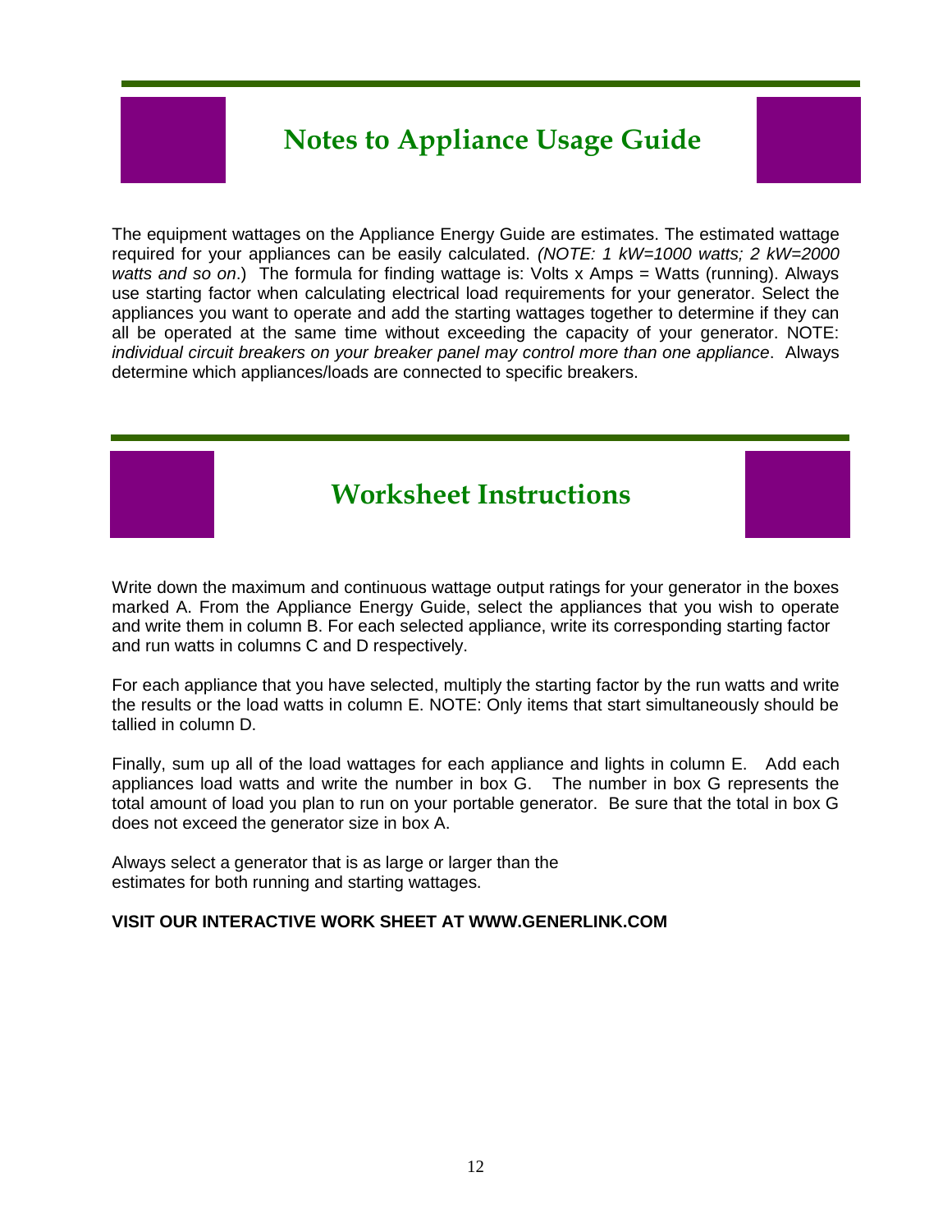## Notes to Appliance Usage Guide

The equipment wattages on the Appliance Energy Guide are estimates. The estimated wattage required for your appliances can be easily calculated. *(NOTE: 1 kW=1000 watts; 2 kW=2000 watts and so on*.) The formula for finding wattage is: Volts x Amps = Watts (running). Always use starting factor when calculating electrical load requirements for your generator. Select the appliances you want to operate and add the starting wattages together to determine if they can all be operated at the same time without exceeding the capacity of your generator. NOTE: *individual circuit breakers on your breaker panel may control more than one appliance*. Always determine which appliances/loads are connected to specific breakers.

## Worksheet Instructions

Write down the maximum and continuous wattage output ratings for your generator in the boxes marked A. From the Appliance Energy Guide, select the appliances that you wish to operate and write them in column B. For each selected appliance, write its corresponding starting factor and run watts in columns C and D respectively.

For each appliance that you have selected, multiply the starting factor by the run watts and write the results or the load watts in column E. NOTE: Only items that start simultaneously should be tallied in column D.

Finally, sum up all of the load wattages for each appliance and lights in column E. Add each appliances load watts and write the number in box G. The number in box G represents the total amount of load you plan to run on your portable generator. Be sure that the total in box G does not exceed the generator size in box A.

Always select a generator that is as large or larger than the estimates for both running and starting wattages.

**VISIT OUR INTERACTIVE WORK SHEET AT WWW.GENERLINK.COM**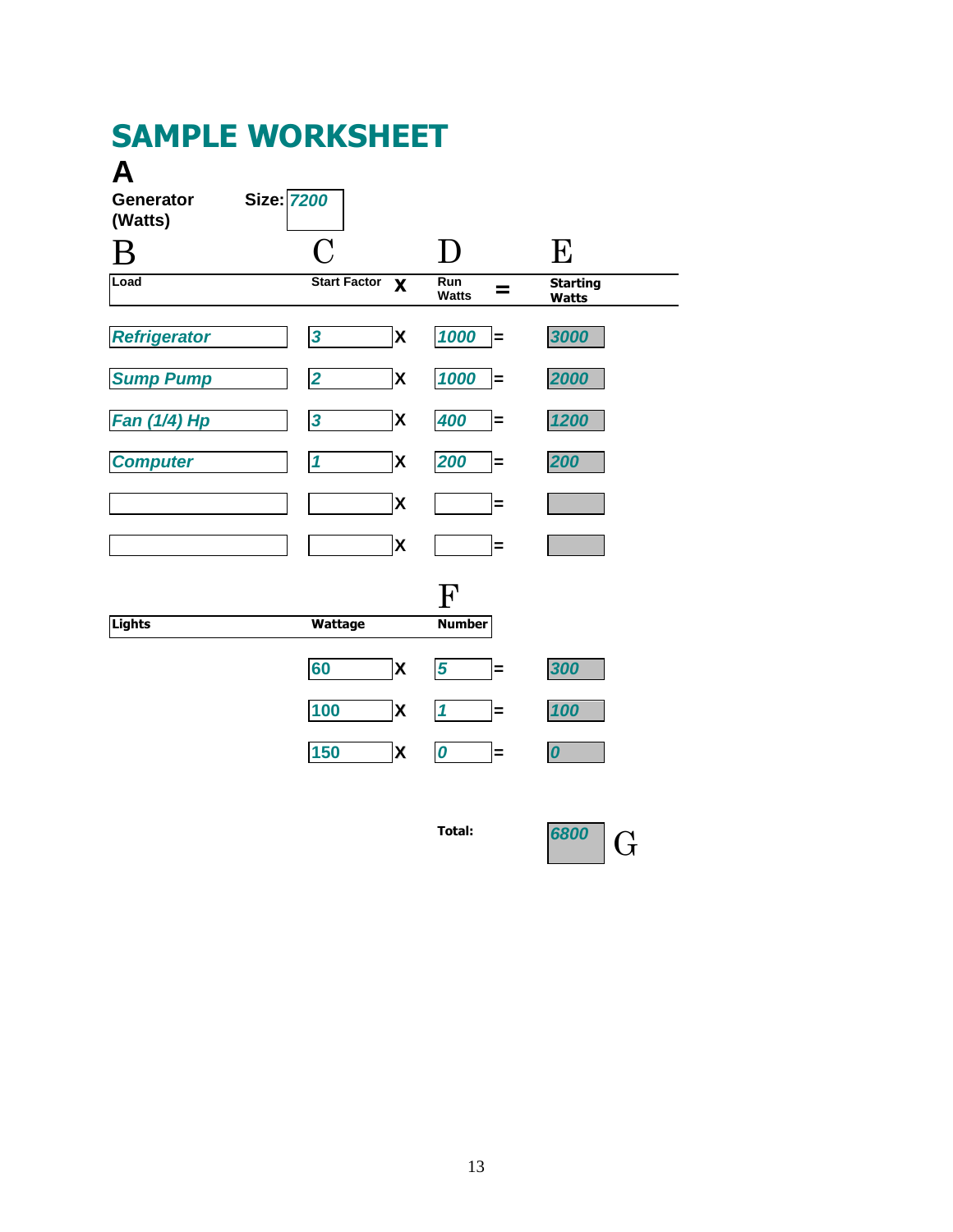# SAMPLE WORKSHEET

**A**

**Generator (Watts)** **Size:** *7200*

| B<br>Load | C<br>Start Factor | X | D<br>Run Watts | = | E<br>Starting Watts |
|---|---|---|---|---|---|
| *Refrigerator* | *3* | X | *1000* | = | *3000* |
| *Sump Pump* | *2* | X | *1000* | = | *2000* |
| *Fan (1/4) Hp* | *3* | X | *400* | = | *1200* |
| *Computer* | *1* | X | *200* | = | *200* |
| | | X | | = | |
| | | X | | = | |

| Lights | Wattage | X | F<br>Number | = | |
|---|---|---|---|---|---|
| | 60 | X | *5* | = | *300* |
| | 100 | X | *1* | = | *100* |
| | 150 | X | *0* | = | *0* |

**Total:** *6800* **G**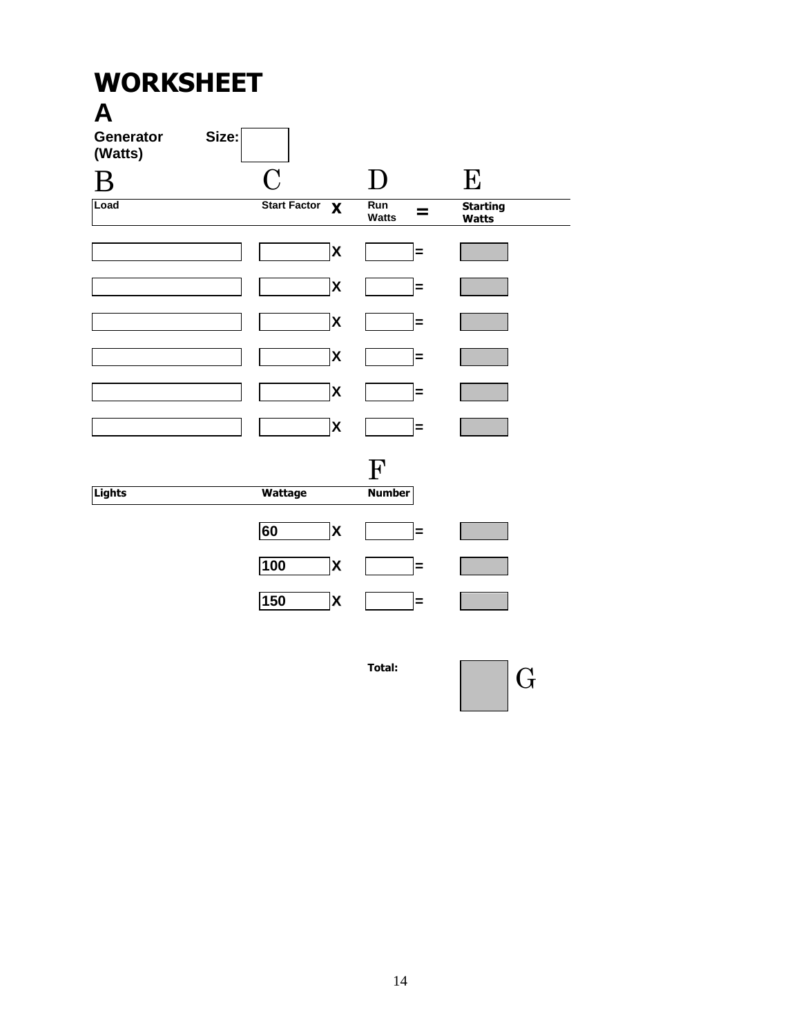# WORKSHEET

**A**

**Generator (Watts)** **Size:** ____

| B | C | | D | | E |
|---|---|---|---|---|---|
| **Load** | **Start Factor** | **x** | **Run Watts** | **=** | **Starting Watts** |
| | | x | | = | |
| | | x | | = | |
| | | x | | = | |
| | | x | | = | |
| | | x | | = | |
| | | x | | = | |

| | | | F | | |
|---|---|---|---|---|---|
| **Lights** | **Wattage** | | **Number** | | |
| | 60 | x | | = | |
| | 100 | x | | = | |
| | 150 | x | | = | |

**Total:** ____ G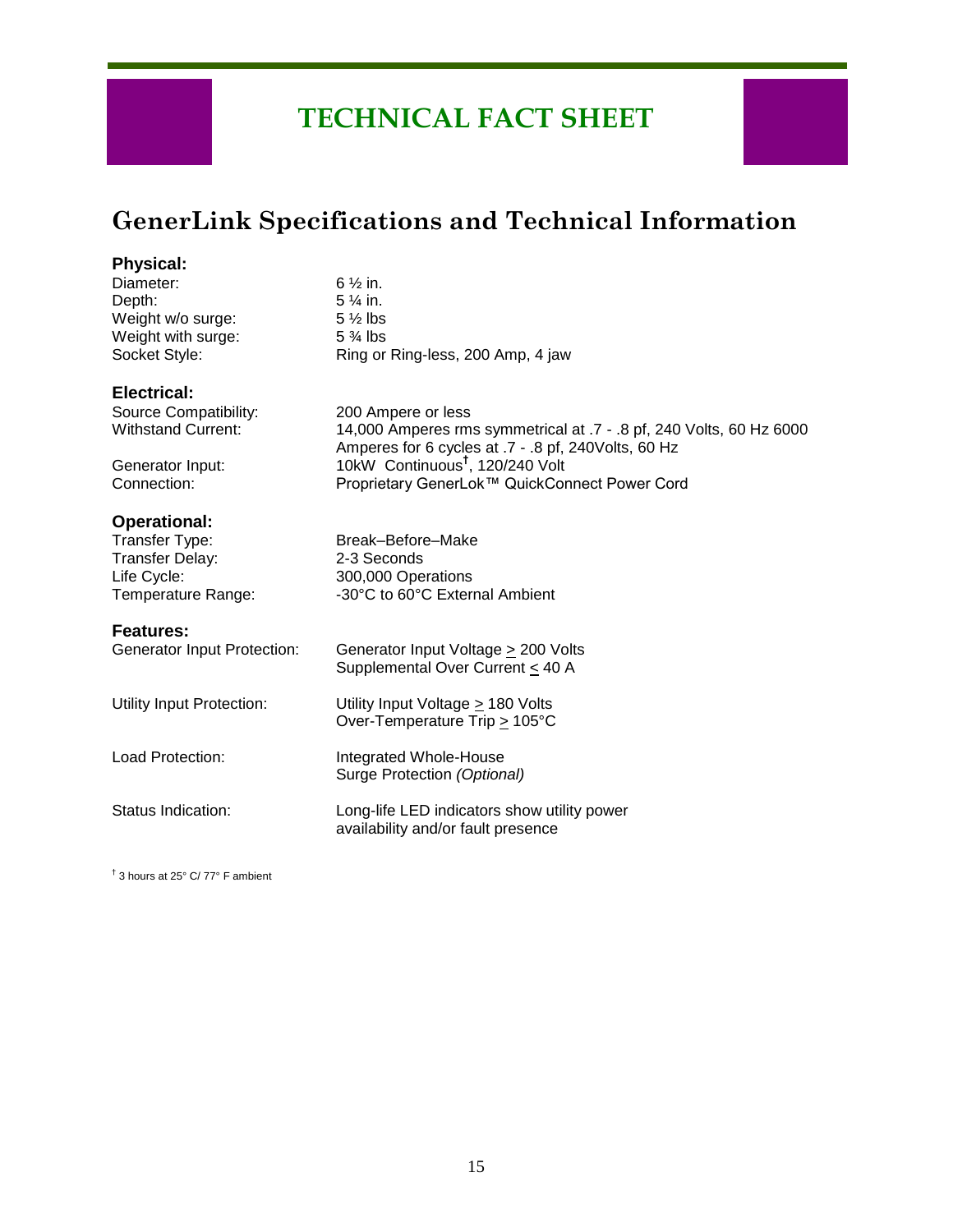# TECHNICAL FACT SHEET

## GenerLink Specifications and Technical Information

### Physical:

| | |
|---|---|
| Diameter: | 6 ½ in. |
| Depth: | 5 ¼ in. |
| Weight w/o surge: | 5 ½ lbs |
| Weight with surge: | 5 ¾ lbs |
| Socket Style: | Ring or Ring-less, 200 Amp, 4 jaw |

### Electrical:

| | |
|---|---|
| Source Compatibility: | 200 Ampere or less |
| Withstand Current: | 14,000 Amperes rms symmetrical at .7 - .8 pf, 240 Volts, 60 Hz 6000 Amperes for 6 cycles at .7 - .8 pf, 240Volts, 60 Hz |
| Generator Input: | 10kW Continuous†, 120/240 Volt |
| Connection: | Proprietary GenerLok™ QuickConnect Power Cord |

### Operational:

| | |
|---|---|
| Transfer Type: | Break–Before–Make |
| Transfer Delay: | 2-3 Seconds |
| Life Cycle: | 300,000 Operations |
| Temperature Range: | -30°C to 60°C External Ambient |

### Features:

| | |
|---|---|
| Generator Input Protection: | Generator Input Voltage ≥ 200 Volts<br>Supplemental Over Current ≤ 40 A |
| Utility Input Protection: | Utility Input Voltage ≥ 180 Volts<br>Over-Temperature Trip ≥ 105°C |
| Load Protection: | Integrated Whole-House<br>Surge Protection *(Optional)* |
| Status Indication: | Long-life LED indicators show utility power availability and/or fault presence |

† 3 hours at 25° C/ 77° F ambient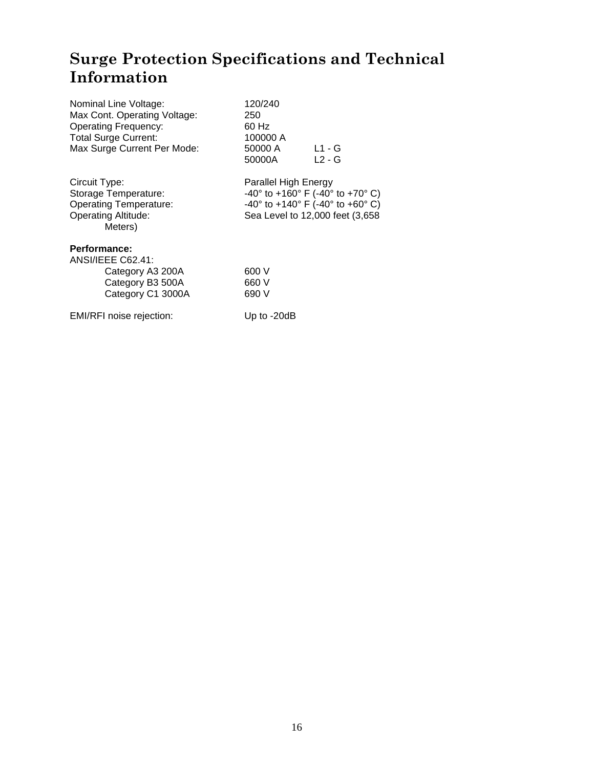# Surge Protection Specifications and Technical Information

| | | |
|---|---|---|
| Nominal Line Voltage: | 120/240 | |
| Max Cont. Operating Voltage: | 250 | |
| Operating Frequency: | 60 Hz | |
| Total Surge Current: | 100000 A | |
| Max Surge Current Per Mode: | 50000 A | L1 - G |
| | 50000A | L2 - G |

| | |
|---|---|
| Circuit Type: | Parallel High Energy |
| Storage Temperature: | -40° to +160° F (-40° to +70° C) |
| Operating Temperature: | -40° to +140° F (-40° to +60° C) |
| Operating Altitude: | Sea Level to 12,000 feet (3,658 Meters) |

**Performance:**

ANSI/IEEE C62.41:

| | |
|---|---|
| Category A3 200A | 600 V |
| Category B3 500A | 660 V |
| Category C1 3000A | 690 V |

EMI/RFI noise rejection: Up to -20dB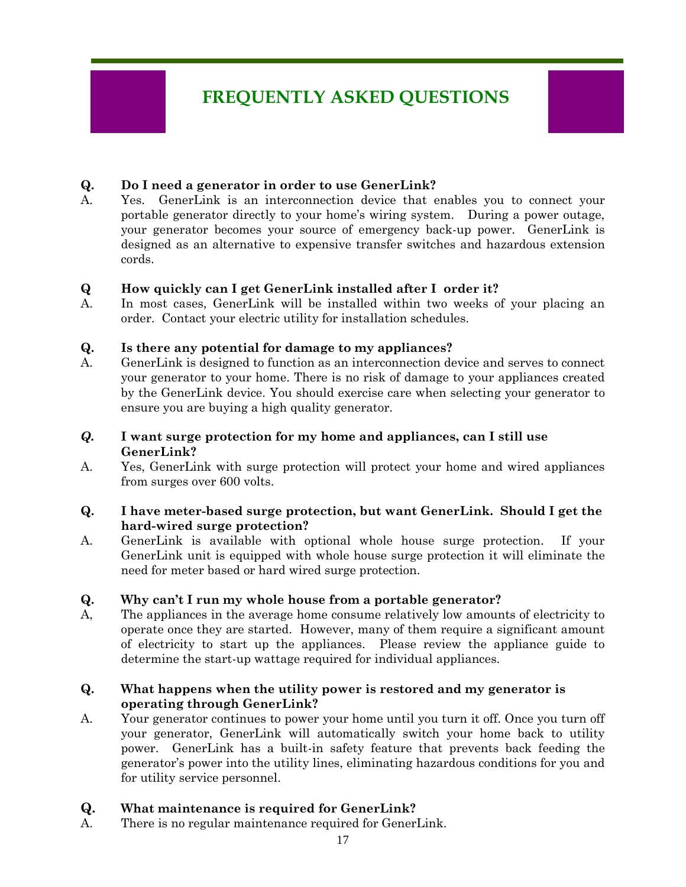# FREQUENTLY ASKED QUESTIONS

**Q. Do I need a generator in order to use GenerLink?**

A. Yes. GenerLink is an interconnection device that enables you to connect your portable generator directly to your home's wiring system. During a power outage, your generator becomes your source of emergency back-up power. GenerLink is designed as an alternative to expensive transfer switches and hazardous extension cords.

**Q How quickly can I get GenerLink installed after I order it?**

A. In most cases, GenerLink will be installed within two weeks of your placing an order. Contact your electric utility for installation schedules.

**Q. Is there any potential for damage to my appliances?**

A. GenerLink is designed to function as an interconnection device and serves to connect your generator to your home. There is no risk of damage to your appliances created by the GenerLink device. You should exercise care when selecting your generator to ensure you are buying a high quality generator.

***Q.*** **I want surge protection for my home and appliances, can I still use GenerLink?**

A. Yes, GenerLink with surge protection will protect your home and wired appliances from surges over 600 volts.

**Q. I have meter-based surge protection, but want GenerLink. Should I get the hard-wired surge protection?**

A. GenerLink is available with optional whole house surge protection. If your GenerLink unit is equipped with whole house surge protection it will eliminate the need for meter based or hard wired surge protection.

**Q. Why can't I run my whole house from a portable generator?**

A, The appliances in the average home consume relatively low amounts of electricity to operate once they are started. However, many of them require a significant amount of electricity to start up the appliances. Please review the appliance guide to determine the start-up wattage required for individual appliances.

**Q. What happens when the utility power is restored and my generator is operating through GenerLink?**

A. Your generator continues to power your home until you turn it off. Once you turn off your generator, GenerLink will automatically switch your home back to utility power. GenerLink has a built-in safety feature that prevents back feeding the generator's power into the utility lines, eliminating hazardous conditions for you and for utility service personnel.

**Q. What maintenance is required for GenerLink?**

A. There is no regular maintenance required for GenerLink.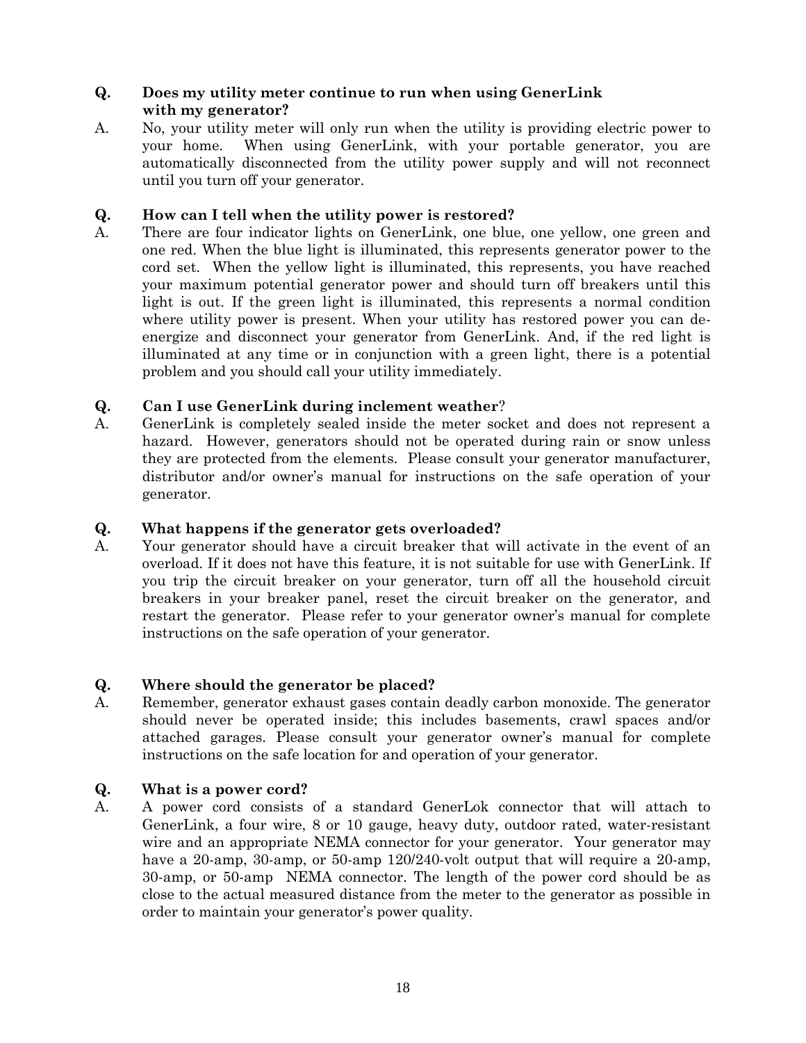**Q. Does my utility meter continue to run when using GenerLink with my generator?**

A. No, your utility meter will only run when the utility is providing electric power to your home. When using GenerLink, with your portable generator, you are automatically disconnected from the utility power supply and will not reconnect until you turn off your generator.

**Q. How can I tell when the utility power is restored?**

A. There are four indicator lights on GenerLink, one blue, one yellow, one green and one red. When the blue light is illuminated, this represents generator power to the cord set. When the yellow light is illuminated, this represents, you have reached your maximum potential generator power and should turn off breakers until this light is out. If the green light is illuminated, this represents a normal condition where utility power is present. When your utility has restored power you can de-energize and disconnect your generator from GenerLink. And, if the red light is illuminated at any time or in conjunction with a green light, there is a potential problem and you should call your utility immediately.

**Q. Can I use GenerLink during inclement weather**?

A. GenerLink is completely sealed inside the meter socket and does not represent a hazard. However, generators should not be operated during rain or snow unless they are protected from the elements. Please consult your generator manufacturer, distributor and/or owner's manual for instructions on the safe operation of your generator.

**Q. What happens if the generator gets overloaded?**

A. Your generator should have a circuit breaker that will activate in the event of an overload. If it does not have this feature, it is not suitable for use with GenerLink. If you trip the circuit breaker on your generator, turn off all the household circuit breakers in your breaker panel, reset the circuit breaker on the generator, and restart the generator. Please refer to your generator owner's manual for complete instructions on the safe operation of your generator.

**Q. Where should the generator be placed?**

A. Remember, generator exhaust gases contain deadly carbon monoxide. The generator should never be operated inside; this includes basements, crawl spaces and/or attached garages. Please consult your generator owner's manual for complete instructions on the safe location for and operation of your generator.

**Q. What is a power cord?**

A. A power cord consists of a standard GenerLok connector that will attach to GenerLink, a four wire, 8 or 10 gauge, heavy duty, outdoor rated, water-resistant wire and an appropriate NEMA connector for your generator. Your generator may have a 20-amp, 30-amp, or 50-amp 120/240-volt output that will require a 20-amp, 30-amp, or 50-amp NEMA connector. The length of the power cord should be as close to the actual measured distance from the meter to the generator as possible in order to maintain your generator's power quality.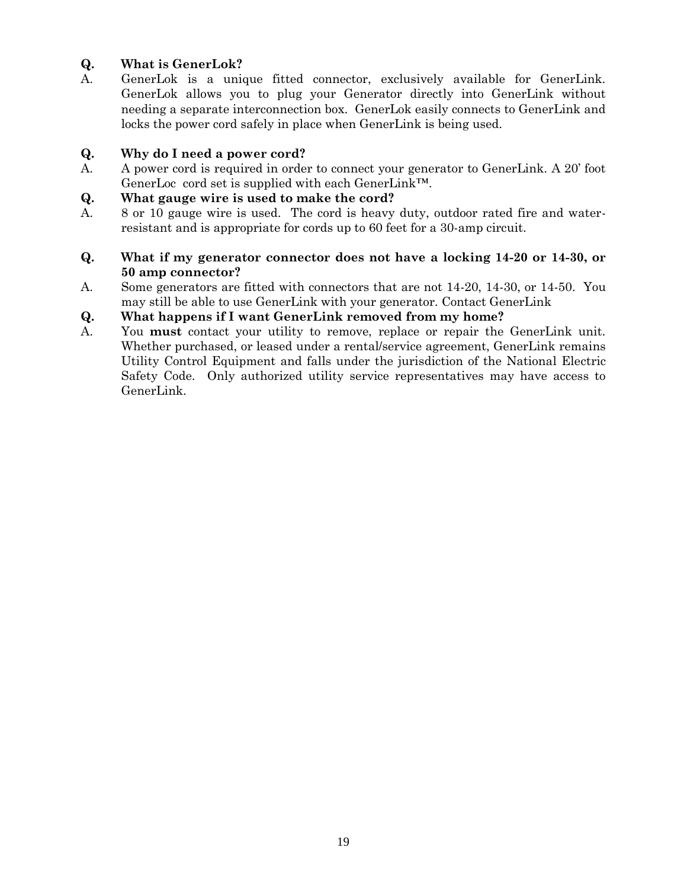**Q. What is GenerLok?**

A. GenerLok is a unique fitted connector, exclusively available for GenerLink. GenerLok allows you to plug your Generator directly into GenerLink without needing a separate interconnection box. GenerLok easily connects to GenerLink and locks the power cord safely in place when GenerLink is being used.

**Q. Why do I need a power cord?**

A. A power cord is required in order to connect your generator to GenerLink. A 20' foot GenerLoc cord set is supplied with each GenerLink™.

**Q. What gauge wire is used to make the cord?**

A. 8 or 10 gauge wire is used. The cord is heavy duty, outdoor rated fire and water-resistant and is appropriate for cords up to 60 feet for a 30-amp circuit.

**Q. What if my generator connector does not have a locking 14-20 or 14-30, or 50 amp connector?**

A. Some generators are fitted with connectors that are not 14-20, 14-30, or 14-50. You may still be able to use GenerLink with your generator. Contact GenerLink

**Q. What happens if I want GenerLink removed from my home?**

A. You **must** contact your utility to remove, replace or repair the GenerLink unit. Whether purchased, or leased under a rental/service agreement, GenerLink remains Utility Control Equipment and falls under the jurisdiction of the National Electric Safety Code. Only authorized utility service representatives may have access to GenerLink.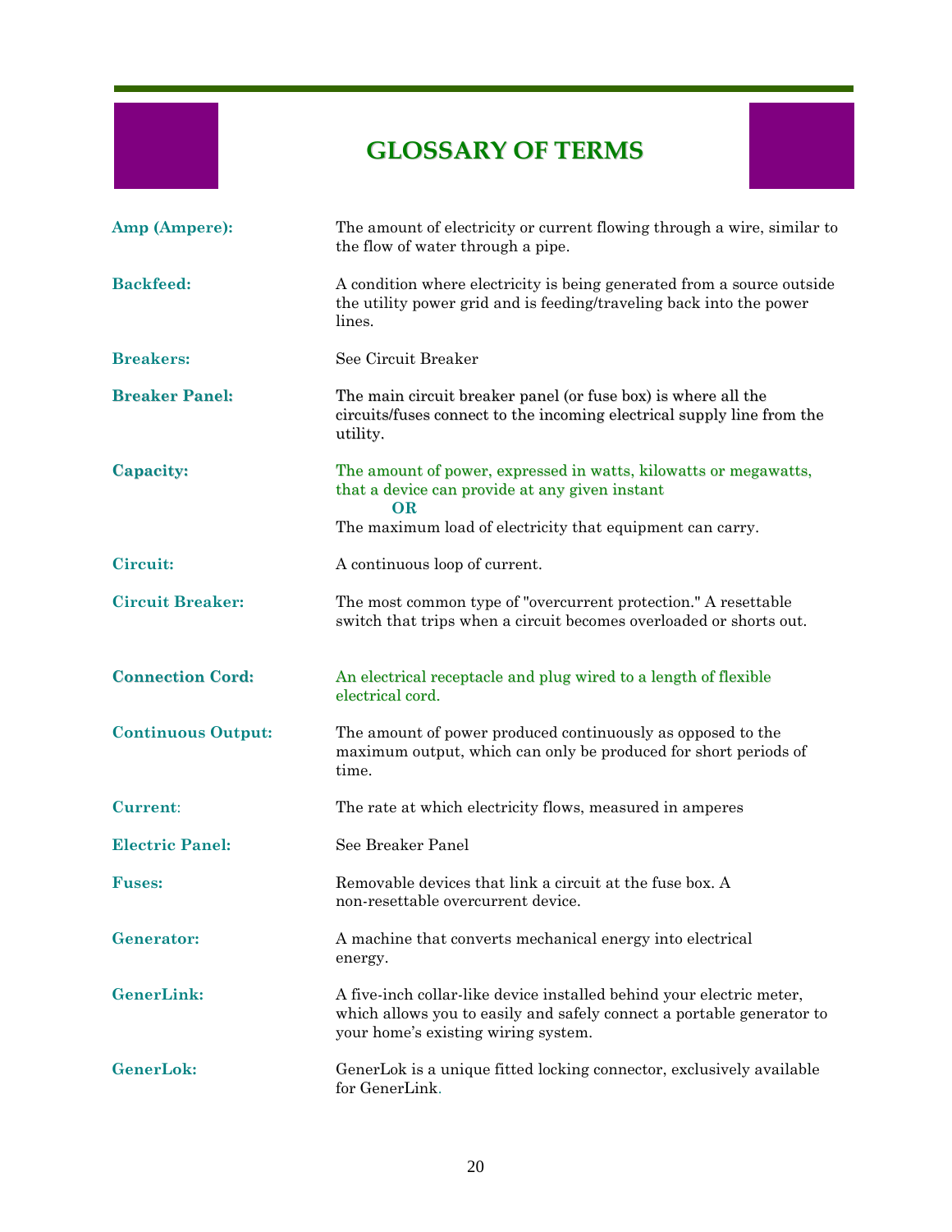# GLOSSARY OF TERMS

**Amp (Ampere):** The amount of electricity or current flowing through a wire, similar to the flow of water through a pipe.

**Backfeed:** A condition where electricity is being generated from a source outside the utility power grid and is feeding/traveling back into the power lines.

**Breakers:** See Circuit Breaker

**Breaker Panel:** The main circuit breaker panel (or fuse box) is where all the circuits/fuses connect to the incoming electrical supply line from the utility.

**Capacity:** The amount of power, expressed in watts, kilowatts or megawatts, that a device can provide at any given instant
**OR**
The maximum load of electricity that equipment can carry.

**Circuit:** A continuous loop of current.

**Circuit Breaker:** The most common type of "overcurrent protection." A resettable switch that trips when a circuit becomes overloaded or shorts out.

**Connection Cord:** An electrical receptacle and plug wired to a length of flexible electrical cord.

**Continuous Output:** The amount of power produced continuously as opposed to the maximum output, which can only be produced for short periods of time.

**Current:** The rate at which electricity flows, measured in amperes

**Electric Panel:** See Breaker Panel

**Fuses:** Removable devices that link a circuit at the fuse box. A non-resettable overcurrent device.

**Generator:** A machine that converts mechanical energy into electrical energy.

**GenerLink:** A five-inch collar-like device installed behind your electric meter, which allows you to easily and safely connect a portable generator to your home's existing wiring system.

**GenerLok:** GenerLok is a unique fitted locking connector, exclusively available for GenerLink.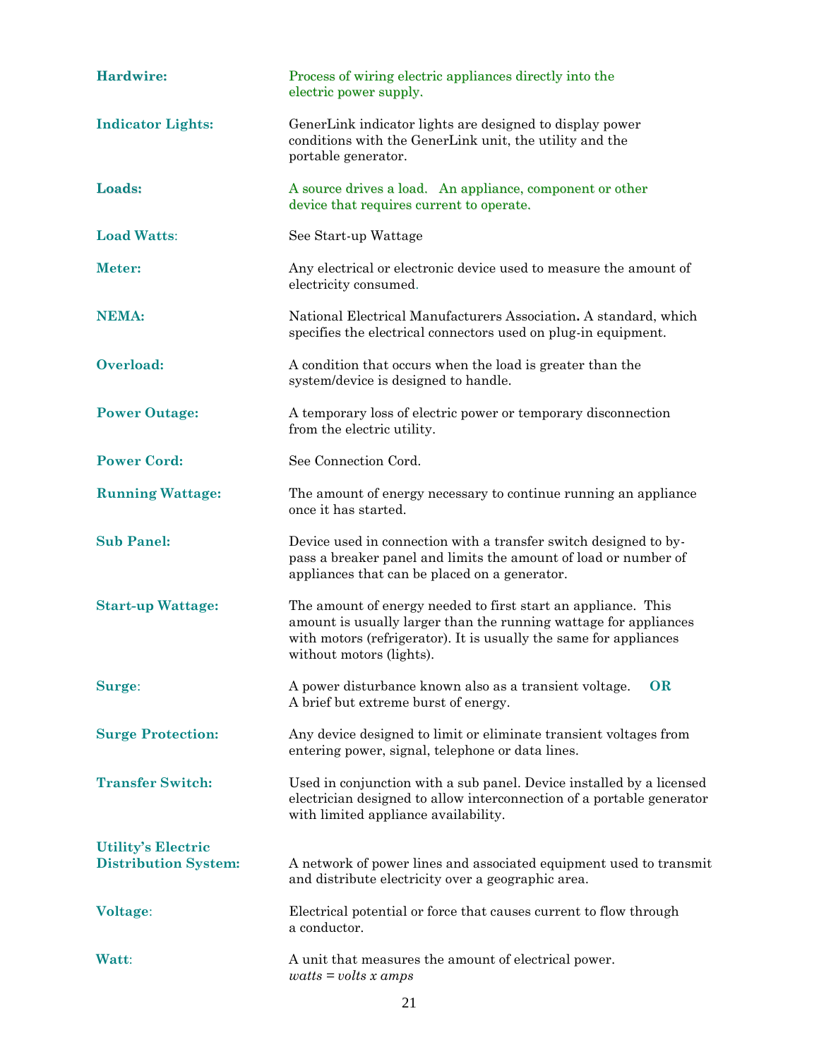**Hardwire:** Process of wiring electric appliances directly into the electric power supply.

**Indicator Lights:** GenerLink indicator lights are designed to display power conditions with the GenerLink unit, the utility and the portable generator.

**Loads:** A source drives a load. An appliance, component or other device that requires current to operate.

**Load Watts:** See Start-up Wattage

**Meter:** Any electrical or electronic device used to measure the amount of electricity consumed.

**NEMA:** National Electrical Manufacturers Association**.** A standard, which specifies the electrical connectors used on plug-in equipment.

**Overload:** A condition that occurs when the load is greater than the system/device is designed to handle.

**Power Outage:** A temporary loss of electric power or temporary disconnection from the electric utility.

**Power Cord:** See Connection Cord.

**Running Wattage:** The amount of energy necessary to continue running an appliance once it has started.

**Sub Panel:** Device used in connection with a transfer switch designed to by-pass a breaker panel and limits the amount of load or number of appliances that can be placed on a generator.

**Start-up Wattage:** The amount of energy needed to first start an appliance. This amount is usually larger than the running wattage for appliances with motors (refrigerator). It is usually the same for appliances without motors (lights).

**Surge:** A power disturbance known also as a transient voltage. **OR** A brief but extreme burst of energy.

**Surge Protection:** Any device designed to limit or eliminate transient voltages from entering power, signal, telephone or data lines.

**Transfer Switch:** Used in conjunction with a sub panel. Device installed by a licensed electrician designed to allow interconnection of a portable generator with limited appliance availability.

**Utility's Electric Distribution System:** A network of power lines and associated equipment used to transmit and distribute electricity over a geographic area.

**Voltage:** Electrical potential or force that causes current to flow through a conductor.

**Watt:** A unit that measures the amount of electrical power.
*watts = volts x amps*